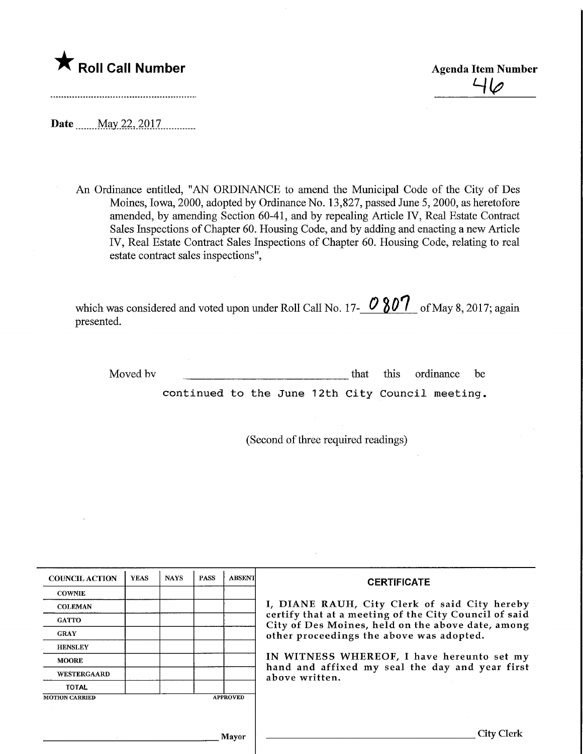★ **Roll Call Number**

..........................................................

**Agenda Item Number**

46

**Date** May 22, 2017

An Ordinance entitled, "AN ORDINANCE to amend the Municipal Code of the City of Des Moines, Iowa, 2000, adopted by Ordinance No. 13,827, passed June 5, 2000, as heretofore amended, by amending Section 60-41, and by repealing Article IV, Real Estate Contract Sales Inspections of Chapter 60. Housing Code, and by adding and enacting a new Article IV, Real Estate Contract Sales Inspections of Chapter 60. Housing Code, relating to real estate contract sales inspections",

which was considered and voted upon under Roll Call No. 17-0807 of May 8, 2017; again presented.

Moved by ______________________________ that this ordinance be continued to the June 12th City Council meeting.

(Second of three required readings)

| COUNCIL ACTION | YEAS | NAYS | PASS | ABSENT |
|---|---|---|---|---|
| COWNIE | | | | |
| COLEMAN | | | | |
| GATTO | | | | |
| GRAY | | | | |
| HENSLEY | | | | |
| MOORE | | | | |
| WESTERGAARD | | | | |
| TOTAL | | | | |

MOTION CARRIED APPROVED

______________________________ Mayor

**CERTIFICATE**

I, DIANE RAUH, City Clerk of said City hereby certify that at a meeting of the City Council of said City of Des Moines, held on the above date, among other proceedings the above was adopted.

IN WITNESS WHEREOF, I have hereunto set my hand and affixed my seal the day and year first above written.

______________________________ City Clerk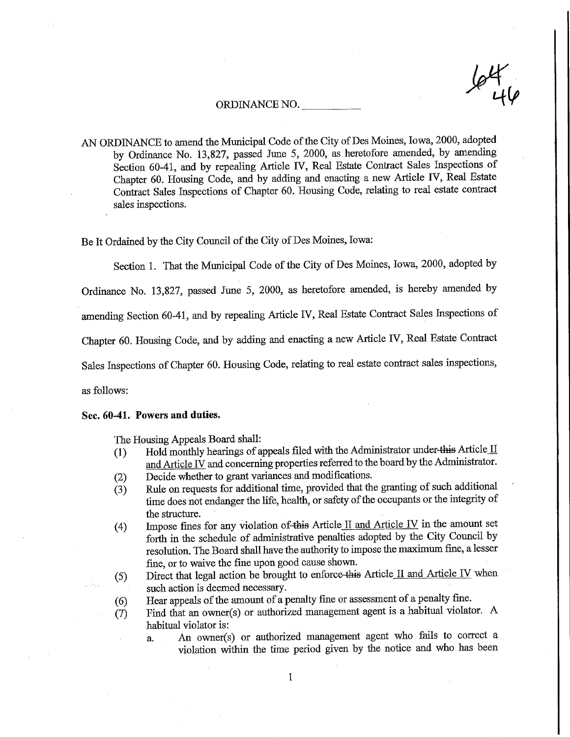ORDINANCE NO. \_\_\_\_\_\_\_\_\_\_

AN ORDINANCE to amend the Municipal Code of the City of Des Moines, Iowa, 2000, adopted by Ordinance No. 13,827, passed June 5, 2000, as heretofore amended, by amending Section 60-41, and by repealing Article IV, Real Estate Contract Sales Inspections of Chapter 60. Housing Code, and by adding and enacting a new Article IV, Real Estate Contract Sales Inspections of Chapter 60. Housing Code, relating to real estate contract sales inspections.

Be It Ordained by the City Council of the City of Des Moines, Iowa:

Section 1. That the Municipal Code of the City of Des Moines, Iowa, 2000, adopted by Ordinance No. 13,827, passed June 5, 2000, as heretofore amended, is hereby amended by amending Section 60-41, and by repealing Article IV, Real Estate Contract Sales Inspections of Chapter 60. Housing Code, and by adding and enacting a new Article IV, Real Estate Contract Sales Inspections of Chapter 60. Housing Code, relating to real estate contract sales inspections, as follows:

**Sec. 60-41. Powers and duties.**

The Housing Appeals Board shall:

(1) Hold monthly hearings of appeals filed with the Administrator under ~~this~~ Article II and Article IV and concerning properties referred to the board by the Administrator.

(2) Decide whether to grant variances and modifications.

(3) Rule on requests for additional time, provided that the granting of such additional time does not endanger the life, health, or safety of the occupants or the integrity of the structure.

(4) Impose fines for any violation of ~~this~~ Article II and Article IV in the amount set forth in the schedule of administrative penalties adopted by the City Council by resolution. The Board shall have the authority to impose the maximum fine, a lesser fine, or to waive the fine upon good cause shown.

(5) Direct that legal action be brought to enforce ~~this~~ Article II and Article IV when such action is deemed necessary.

(6) Hear appeals of the amount of a penalty fine or assessment of a penalty fine.

(7) Find that an owner(s) or authorized management agent is a habitual violator. A habitual violator is:

a. An owner(s) or authorized management agent who fails to correct a violation within the time period given by the notice and who has been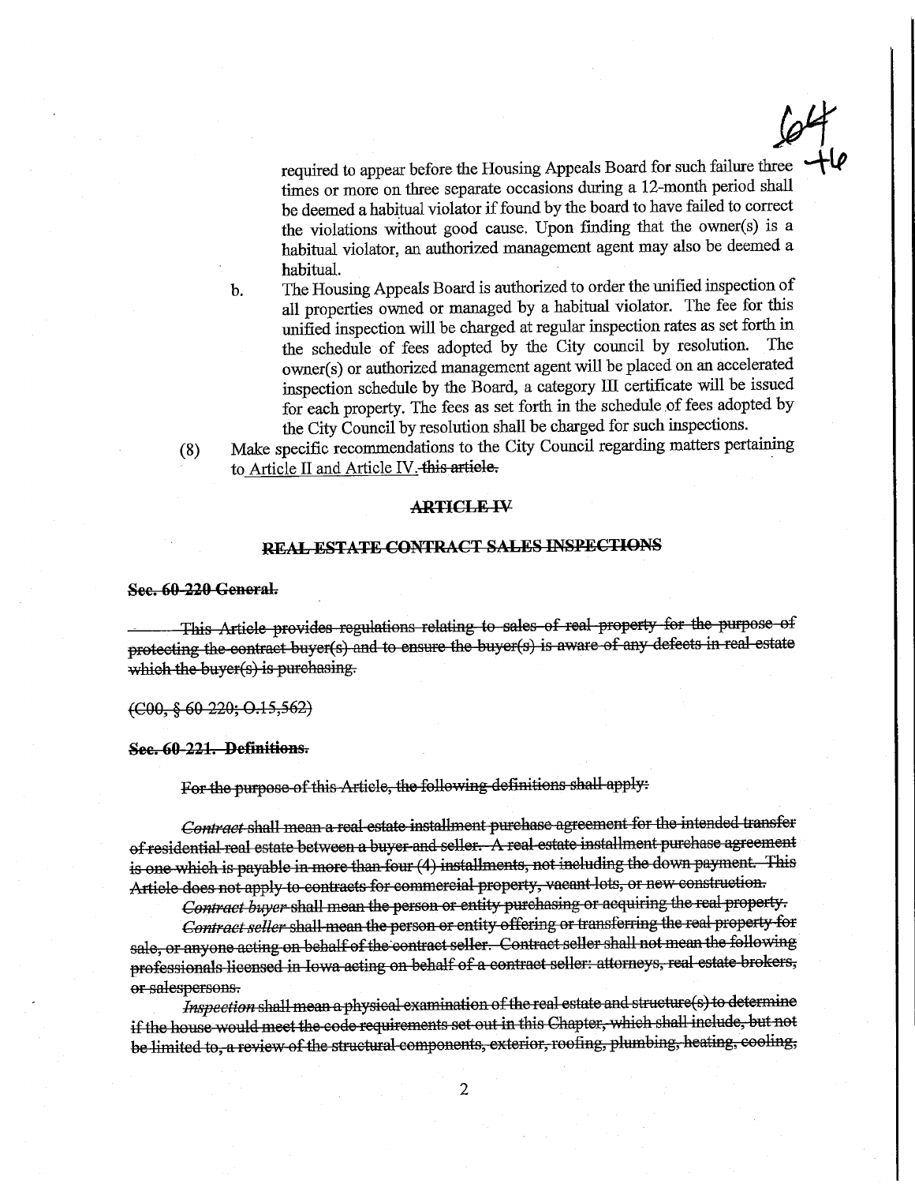required to appear before the Housing Appeals Board for such failure three times or more on three separate occasions during a 12-month period shall be deemed a habitual violator if found by the board to have failed to correct the violations without good cause. Upon finding that the owner(s) is a habitual violator, an authorized management agent may also be deemed a habitual.

b. The Housing Appeals Board is authorized to order the unified inspection of all properties owned or managed by a habitual violator. The fee for this unified inspection will be charged at regular inspection rates as set forth in the schedule of fees adopted by the City council by resolution. The owner(s) or authorized management agent will be placed on an accelerated inspection schedule by the Board, a category III certificate will be issued for each property. The fees as set forth in the schedule of fees adopted by the City Council by resolution shall be charged for such inspections.

(8) Make specific recommendations to the City Council regarding matters pertaining to Article II and Article IV. ~~this article.~~

## ~~ARTICLE IV~~

## ~~REAL ESTATE CONTRACT SALES INSPECTIONS~~

**~~Sec. 60-220 General.~~**

~~This Article provides regulations relating to sales of real property for the purpose of protecting the contract buyer(s) and to ensure the buyer(s) is aware of any defects in real estate which the buyer(s) is purchasing.~~

~~(C00, § 60-220; O.15,562)~~

**~~Sec. 60-221. Definitions.~~**

~~For the purpose of this Article, the following definitions shall apply:~~

~~*Contract* shall mean a real estate installment purchase agreement for the intended transfer of residential real estate between a buyer and seller. A real estate installment purchase agreement is one which is payable in more than four (4) installments, not including the down payment. This Article does not apply to contracts for commercial property, vacant lots, or new construction.~~

~~*Contract buyer* shall mean the person or entity purchasing or acquiring the real property.~~

~~*Contract seller* shall mean the person or entity offering or transferring the real property for sale, or anyone acting on behalf of the contract seller. Contract seller shall not mean the following professionals licensed in Iowa acting on behalf of a contract seller: attorneys, real estate brokers, or salespersons.~~

~~*Inspection* shall mean a physical examination of the real estate and structure(s) to determine if the house would meet the code requirements set out in this Chapter, which shall include, but not be limited to, a review of the structural components, exterior, roofing, plumbing, heating, cooling,~~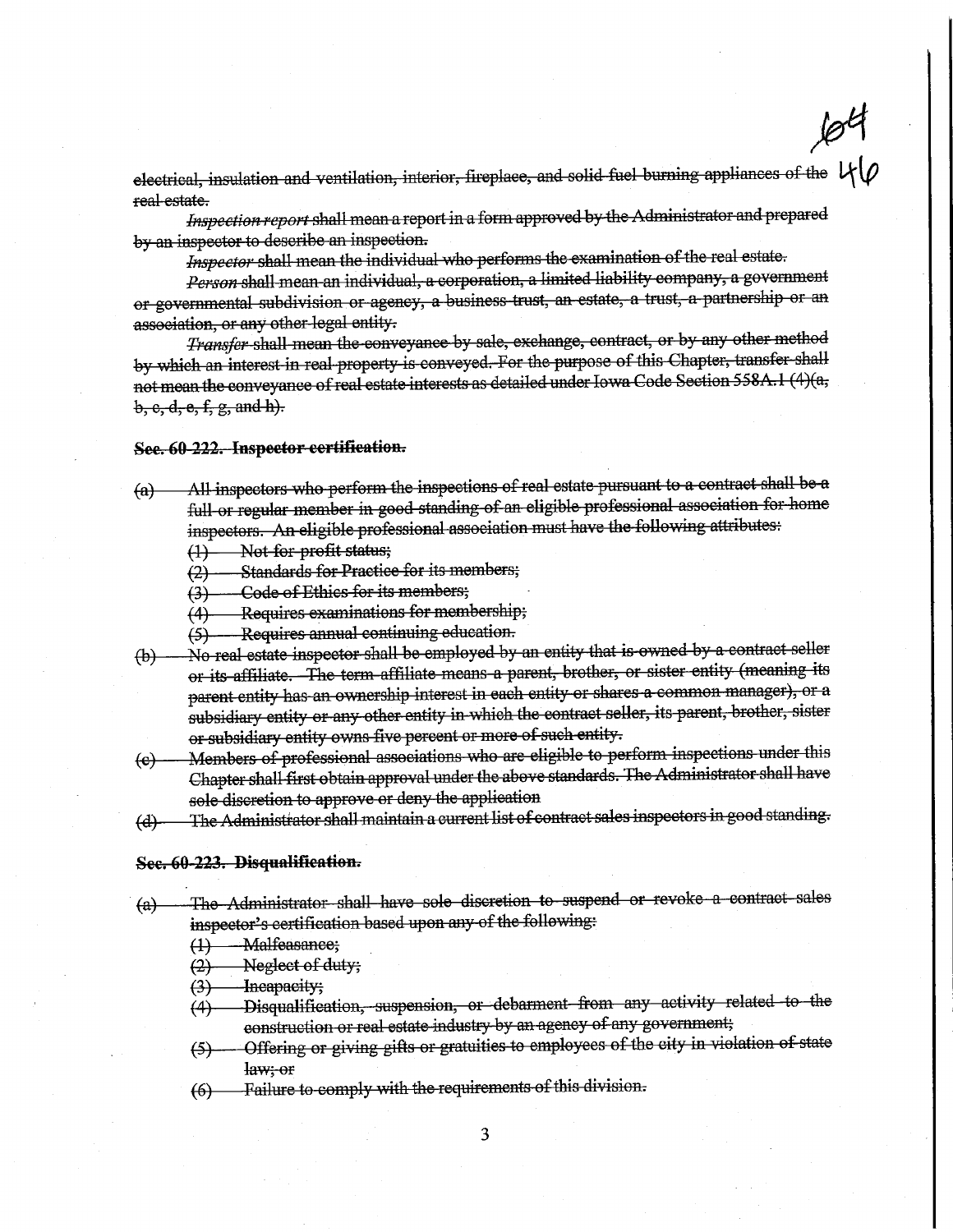~~electrical, insulation and ventilation, interior, fireplace, and solid fuel burning appliances of the real estate.~~

~~*Inspection report* shall mean a report in a form approved by the Administrator and prepared by an inspector to describe an inspection.~~

~~*Inspector* shall mean the individual who performs the examination of the real estate.~~

~~*Person* shall mean an individual, a corporation, a limited liability company, a government or governmental subdivision or agency, a business trust, an estate, a trust, a partnership or an association, or any other legal entity.~~

~~*Transfer* shall mean the conveyance by sale, exchange, contract, or by any other method by which an interest in real property is conveyed. For the purpose of this Chapter, transfer shall not mean the conveyance of real estate interests as detailed under Iowa Code Section 558A.1 (4)(a, b, c, d, e, f, g, and h).~~

**~~Sec. 60-222. Inspector certification.~~**

~~(a) All inspectors who perform the inspections of real estate pursuant to a contract shall be a full or regular member in good standing of an eligible professional association for home inspectors. An eligible professional association must have the following attributes:~~

~~(1) Not for profit status;~~

~~(2) Standards for Practice for its members;~~

~~(3) Code of Ethics for its members;~~

~~(4) Requires examinations for membership;~~

~~(5) Requires annual continuing education.~~

~~(b) No real estate inspector shall be employed by an entity that is owned by a contract seller or its affiliate. The term affiliate means a parent, brother, or sister entity (meaning its parent entity has an ownership interest in each entity or shares a common manager), or a subsidiary entity or any other entity in which the contract seller, its parent, brother, sister or subsidiary entity owns five percent or more of such entity.~~

~~(c) Members of professional associations who are eligible to perform inspections under this Chapter shall first obtain approval under the above standards. The Administrator shall have sole discretion to approve or deny the application~~

~~(d) The Administrator shall maintain a current list of contract sales inspectors in good standing.~~

**~~Sec. 60-223. Disqualification.~~**

~~(a) The Administrator shall have sole discretion to suspend or revoke a contract sales inspector's certification based upon any of the following:~~

~~(1) Malfeasance;~~

~~(2) Neglect of duty;~~

~~(3) Incapacity;~~

~~(4) Disqualification, suspension, or debarment from any activity related to the construction or real estate industry by an agency of any government;~~

~~(5) Offering or giving gifts or gratuities to employees of the city in violation of state law; or~~

~~(6) Failure to comply with the requirements of this division.~~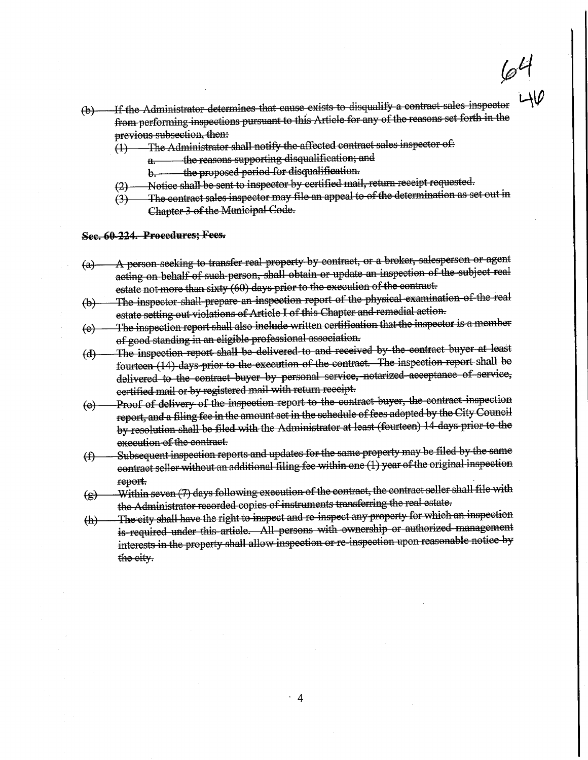~~(b) If the Administrator determines that cause exists to disqualify a contract sales inspector from performing inspections pursuant to this Article for any of the reasons set forth in the previous subsection, then:~~

~~(1) The Administrator shall notify the affected contract sales inspector of:~~

~~a. the reasons supporting disqualification; and~~

~~b. the proposed period for disqualification.~~

~~(2) Notice shall be sent to inspector by certified mail, return receipt requested.~~

~~(3) The contract sales inspector may file an appeal to of the determination as set out in Chapter 3 of the Municipal Code.~~

**~~Sec. 60-224. Procedures; Fees.~~**

~~(a) A person seeking to transfer real property by contract, or a broker, salesperson or agent acting on behalf of such person, shall obtain or update an inspection of the subject real estate not more than sixty (60) days prior to the execution of the contract.~~

~~(b) The inspector shall prepare an inspection report of the physical examination of the real estate setting out violations of Article I of this Chapter and remedial action.~~

~~(c) The inspection report shall also include written certification that the inspector is a member of good standing in an eligible professional association.~~

~~(d) The inspection report shall be delivered to and received by the contract buyer at least fourteen (14) days prior to the execution of the contract. The inspection report shall be delivered to the contract buyer by personal service, notarized acceptance of service, certified mail or by registered mail with return receipt.~~

~~(e) Proof of delivery of the inspection report to the contract buyer, the contract inspection report, and a filing fee in the amount set in the schedule of fees adopted by the City Council by resolution shall be filed with the Administrator at least (fourteen) 14 days prior to the execution of the contract.~~

~~(f) Subsequent inspection reports and updates for the same property may be filed by the same contract seller without an additional filing fee within one (1) year of the original inspection report.~~

~~(g) Within seven (7) days following execution of the contract, the contract seller shall file with the Administrator recorded copies of instruments transferring the real estate.~~

~~(h) The city shall have the right to inspect and re-inspect any property for which an inspection is required under this article. All persons with ownership or authorized management interests in the property shall allow inspection or re-inspection upon reasonable notice by the city.~~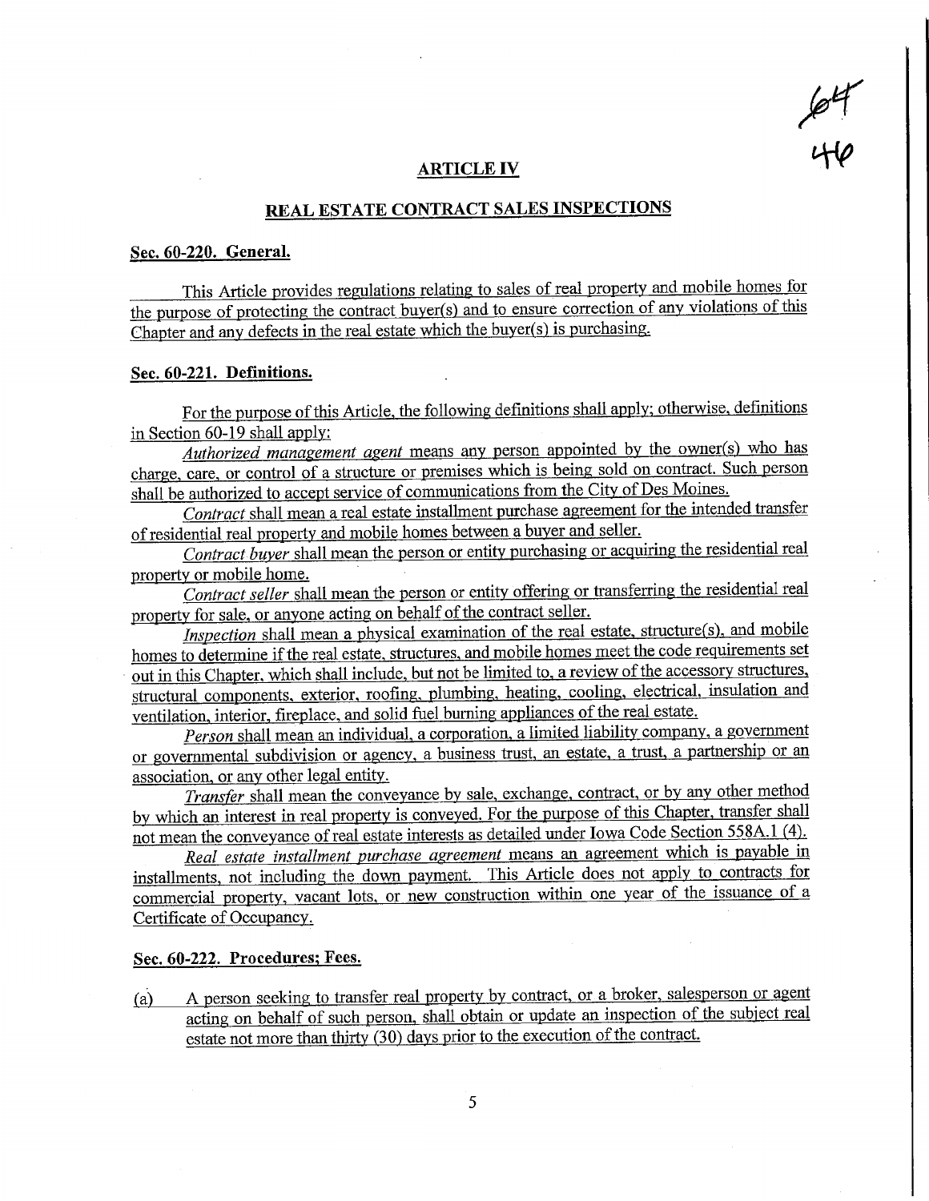## ARTICLE IV

## REAL ESTATE CONTRACT SALES INSPECTIONS

### Sec. 60-220. General.

This Article provides regulations relating to sales of real property and mobile homes for the purpose of protecting the contract buyer(s) and to ensure correction of any violations of this Chapter and any defects in the real estate which the buyer(s) is purchasing.

### Sec. 60-221. Definitions.

For the purpose of this Article, the following definitions shall apply; otherwise, definitions in Section 60-19 shall apply:

*Authorized management agent* means any person appointed by the owner(s) who has charge, care, or control of a structure or premises which is being sold on contract. Such person shall be authorized to accept service of communications from the City of Des Moines.

*Contract* shall mean a real estate installment purchase agreement for the intended transfer of residential real property and mobile homes between a buyer and seller.

*Contract buyer* shall mean the person or entity purchasing or acquiring the residential real property or mobile home.

*Contract seller* shall mean the person or entity offering or transferring the residential real property for sale, or anyone acting on behalf of the contract seller.

*Inspection* shall mean a physical examination of the real estate, structure(s), and mobile homes to determine if the real estate, structures, and mobile homes meet the code requirements set out in this Chapter, which shall include, but not be limited to, a review of the accessory structures, structural components, exterior, roofing, plumbing, heating, cooling, electrical, insulation and ventilation, interior, fireplace, and solid fuel burning appliances of the real estate.

*Person* shall mean an individual, a corporation, a limited liability company, a government or governmental subdivision or agency, a business trust, an estate, a trust, a partnership or an association, or any other legal entity.

*Transfer* shall mean the conveyance by sale, exchange, contract, or by any other method by which an interest in real property is conveyed. For the purpose of this Chapter, transfer shall not mean the conveyance of real estate interests as detailed under Iowa Code Section 558A.1 (4).

*Real estate installment purchase agreement* means an agreement which is payable in installments, not including the down payment. This Article does not apply to contracts for commercial property, vacant lots, or new construction within one year of the issuance of a Certificate of Occupancy.

### Sec. 60-222. Procedures; Fees.

(a) A person seeking to transfer real property by contract, or a broker, salesperson or agent acting on behalf of such person, shall obtain or update an inspection of the subject real estate not more than thirty (30) days prior to the execution of the contract.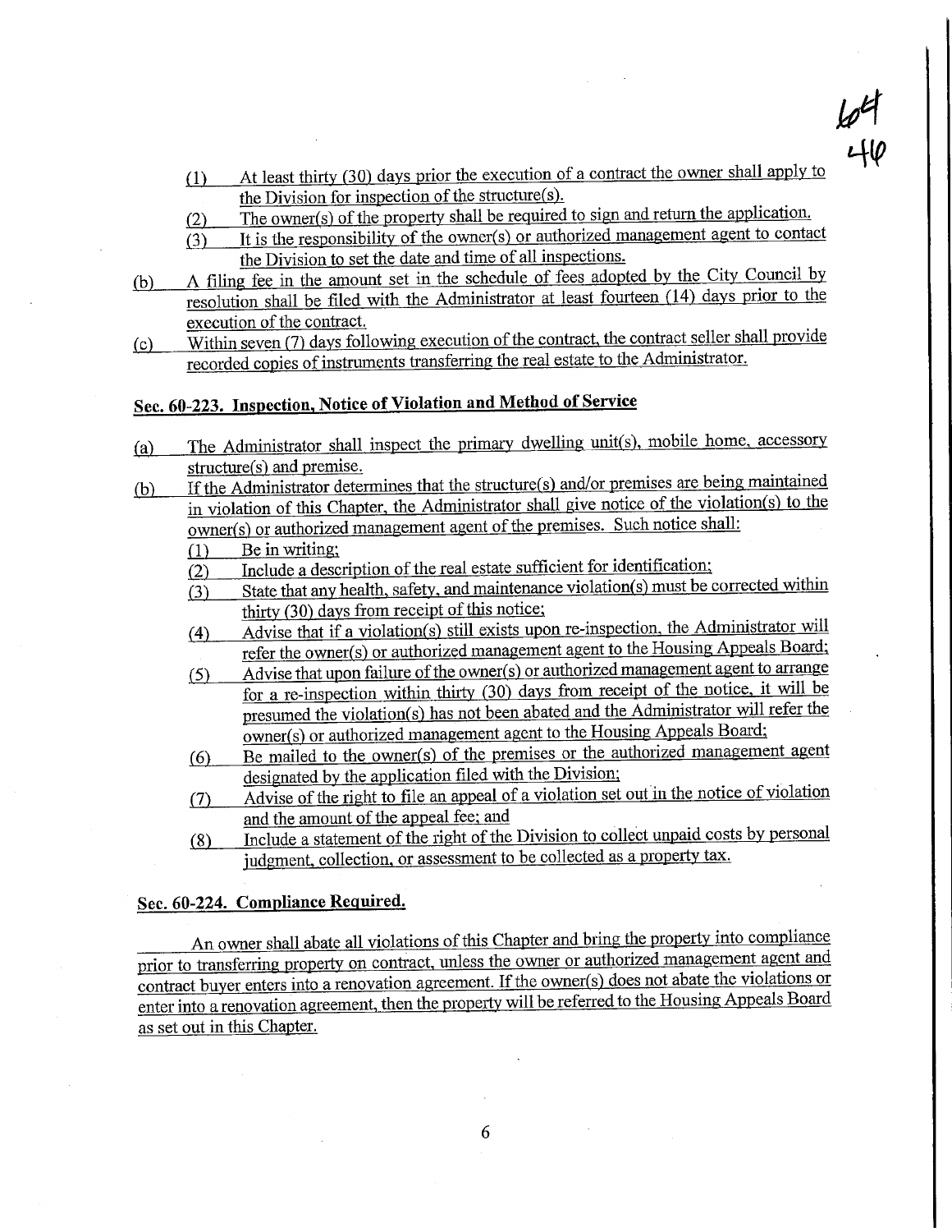(1) At least thirty (30) days prior the execution of a contract the owner shall apply to the Division for inspection of the structure(s).

(2) The owner(s) of the property shall be required to sign and return the application.

(3) It is the responsibility of the owner(s) or authorized management agent to contact the Division to set the date and time of all inspections.

(b) A filing fee in the amount set in the schedule of fees adopted by the City Council by resolution shall be filed with the Administrator at least fourteen (14) days prior to the execution of the contract.

(c) Within seven (7) days following execution of the contract, the contract seller shall provide recorded copies of instruments transferring the real estate to the Administrator.

## Sec. 60-223. Inspection, Notice of Violation and Method of Service

(a) The Administrator shall inspect the primary dwelling unit(s), mobile home, accessory structure(s) and premise.

(b) If the Administrator determines that the structure(s) and/or premises are being maintained in violation of this Chapter, the Administrator shall give notice of the violation(s) to the owner(s) or authorized management agent of the premises. Such notice shall:

(1) Be in writing;

(2) Include a description of the real estate sufficient for identification;

(3) State that any health, safety, and maintenance violation(s) must be corrected within thirty (30) days from receipt of this notice;

(4) Advise that if a violation(s) still exists upon re-inspection, the Administrator will refer the owner(s) or authorized management agent to the Housing Appeals Board;

(5) Advise that upon failure of the owner(s) or authorized management agent to arrange for a re-inspection within thirty (30) days from receipt of the notice, it will be presumed the violation(s) has not been abated and the Administrator will refer the owner(s) or authorized management agent to the Housing Appeals Board;

(6) Be mailed to the owner(s) of the premises or the authorized management agent designated by the application filed with the Division;

(7) Advise of the right to file an appeal of a violation set out in the notice of violation and the amount of the appeal fee; and

(8) Include a statement of the right of the Division to collect unpaid costs by personal judgment, collection, or assessment to be collected as a property tax.

## Sec. 60-224. Compliance Required.

An owner shall abate all violations of this Chapter and bring the property into compliance prior to transferring property on contract, unless the owner or authorized management agent and contract buyer enters into a renovation agreement. If the owner(s) does not abate the violations or enter into a renovation agreement, then the property will be referred to the Housing Appeals Board as set out in this Chapter.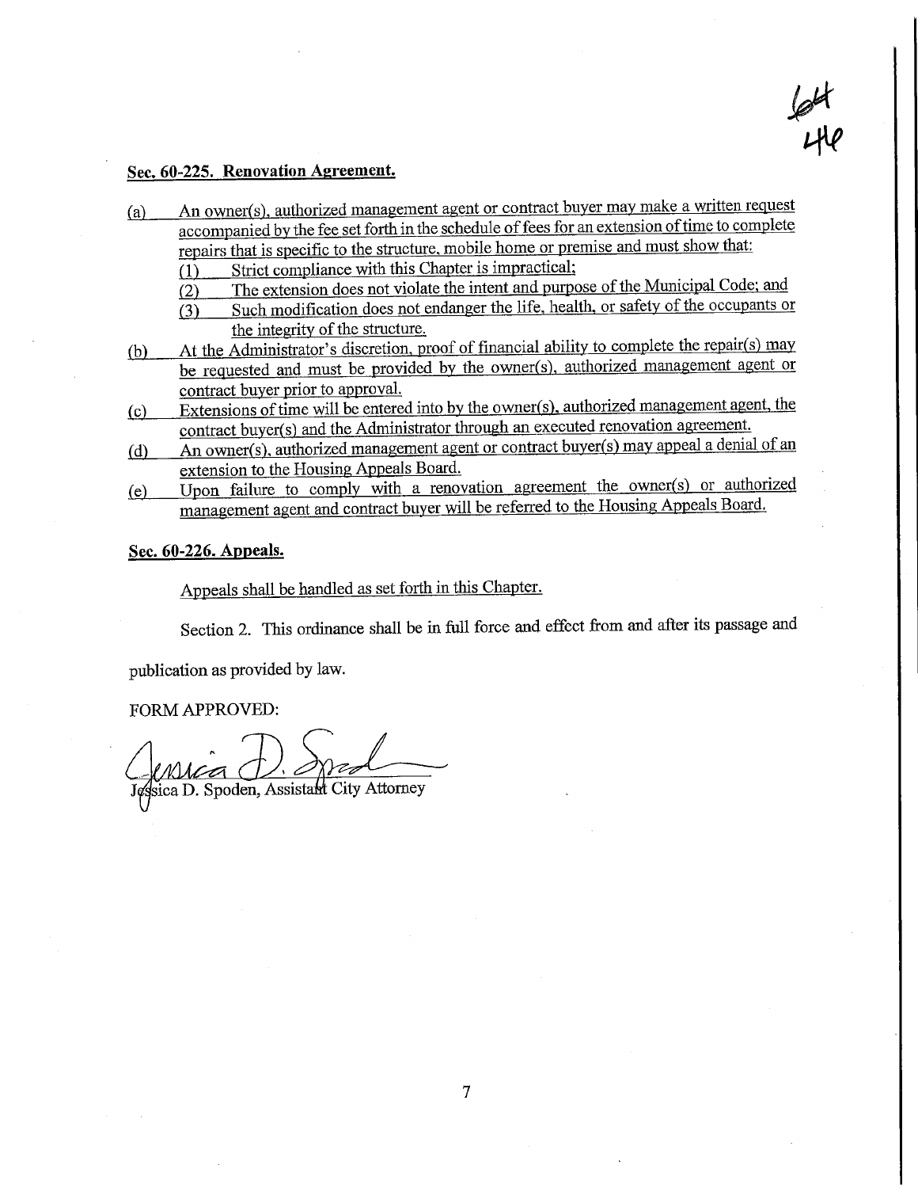## Sec. 60-225. Renovation Agreement.

(a) An owner(s), authorized management agent or contract buyer may make a written request accompanied by the fee set forth in the schedule of fees for an extension of time to complete repairs that is specific to the structure, mobile home or premise and must show that:

  (1) Strict compliance with this Chapter is impractical;

  (2) The extension does not violate the intent and purpose of the Municipal Code; and

  (3) Such modification does not endanger the life, health, or safety of the occupants or the integrity of the structure.

(b) At the Administrator's discretion, proof of financial ability to complete the repair(s) may be requested and must be provided by the owner(s), authorized management agent or contract buyer prior to approval.

(c) Extensions of time will be entered into by the owner(s), authorized management agent, the contract buyer(s) and the Administrator through an executed renovation agreement.

(d) An owner(s), authorized management agent or contract buyer(s) may appeal a denial of an extension to the Housing Appeals Board.

(e) Upon failure to comply with a renovation agreement the owner(s) or authorized management agent and contract buyer will be referred to the Housing Appeals Board.

## Sec. 60-226. Appeals.

Appeals shall be handled as set forth in this Chapter.

Section 2. This ordinance shall be in full force and effect from and after its passage and publication as provided by law.

FORM APPROVED:

Jessica D. Spoden, Assistant City Attorney